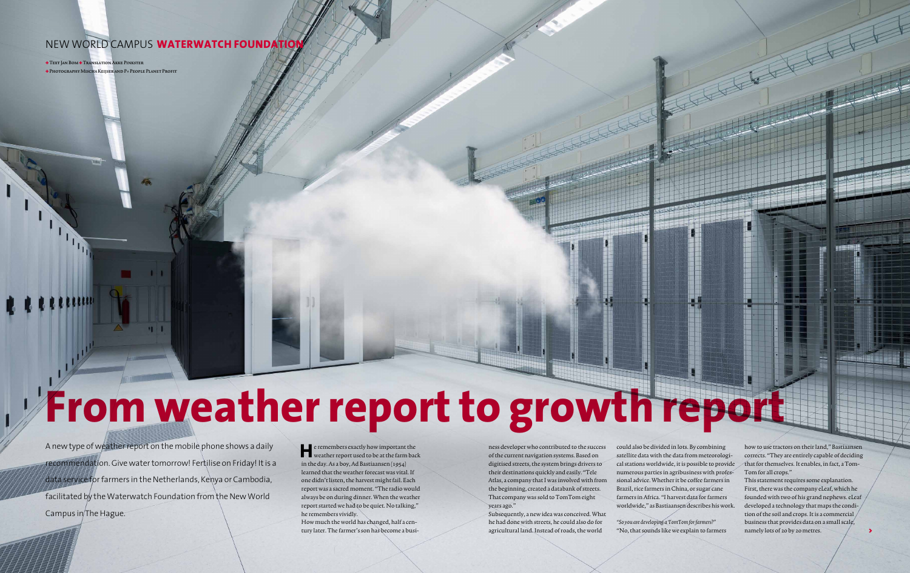NEW WORLD CAMPUS **WATERWATCH FOUNDATION**

+ Text Jan Bom + Translation Akke Pinkster
+ Photography Mischa Keijser and P+ People Planet Profit

# From weather report to growth report

A new type of weather report on the mobile phone shows a daily recommendation. Give water tomorrow! Fertilise on Friday! It is a data service for farmers in the Netherlands, Kenya or Cambodia, facilitated by the Waterwatch Foundation from the New World Campus in The Hague.

He remembers exactly how important the weather report used to be at the farm back in the day. As a boy, Ad Bastiaansen (1954) learned that the weather forecast was vital. If one didn't listen, the harvest might fail. Each report was a sacred moment. "The radio would always be on during dinner. When the weather report started we had to be quiet. No talking," he remembers vividly.

How much the world has changed, half a century later. The farmer's son has become a business developer who contributed to the success of the current navigation systems. Based on digitised streets, the system brings drivers to their destinations quickly and easily. "Tele Atlas, a company that I was involved with from the beginning, created a databank of streets. That company was sold to TomTom eight years ago."

Subsequently, a new idea was conceived. What he had done with streets, he could also do for agricultural land. Instead of roads, the world could also be divided in lots. By combining satellite data with the data from meteorological stations worldwide, it is possible to provide numerous parties in agribusiness with professional advice. Whether it be coffee farmers in Brazil, rice farmers in China, or sugar cane farmers in Africa. "I harvest data for farmers worldwide," as Bastiaansen describes his work.

*"So you are developing a TomTom for farmers?"*

"No, that sounds like we explain to farmers how to use tractors on their land," Bastiaansen corrects. "They are entirely capable of deciding that for themselves. It enables, in fact, a TomTom for all crops."

This statement requires some explanation. First, there was the company eLeaf, which he founded with two of his grand nephews. eLeaf developed a technology that maps the condition of the soil and crops. It is a commercial business that provides data on a small scale, namely lots of 20 by 20 metres.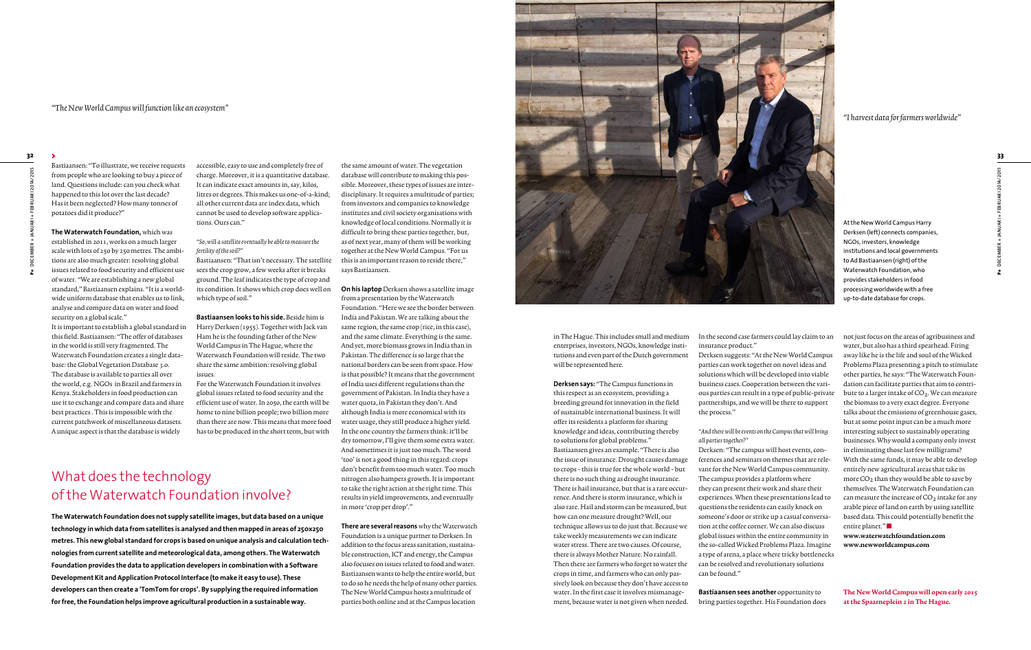*"The New World Campus will function like an ecosystem"*

Bastiaansen: "To illustrate, we receive requests from people who are looking to buy a piece of land. Questions include: can you check what happened to this lot over the last decade? Has it been neglected? How many tonnes of potatoes did it produce?"

**The Waterwatch Foundation,** which was established in 2011, works on a much larger scale with lots of 250 by 250 metres. The ambitions are also much greater: resolving global issues related to food security and efficient use of water. "We are establishing a new global standard," Bastiaansen explains. "It is a worldwide uniform database that enables us to link, analyse and compare data on water and food security on a global scale."

It is important to establish a global standard in this field. Bastiaansen: "The offer of databases in the world is still very fragmented. The Waterwatch Foundation creates a single database: the Global Vegetation Database 3.0. The database is available to parties all over the world, e.g. NGOs in Brazil and farmers in Kenya. Stakeholders in food production can use it to exchange and compare data and share best practices. This is impossible with the current patchwork of miscellaneous datasets. A unique aspect is that the database is widely accessible, easy to use and completely free of charge. Moreover, it is a quantitative database. It can indicate exact amounts in, say, kilos, litres or degrees. This makes us one-of-a-kind; all other current data are index data, which cannot be used to develop software applications. Ours can."

*"So, will a satellite eventually be able to measure the fertility of the soil?"*

Bastiaansen: "That isn't necessary. The satellite sees the crop grow, a few weeks after it breaks ground. The leaf indicates the type of crop and its condition. It shows which crop does well on which type of soil."

**Bastiaansen looks to his side.** Beside him is Harry Derksen (1955). Together with Jack van Ham he is the founding father of the New World Campus in The Hague, where the Waterwatch Foundation will reside. The two share the same ambition: resolving global issues.

For the Waterwatch Foundation it involves global issues related to food security and the efficient use of water. In 2050, the earth will be home to nine billion people; two billion more than there are now. This means that more food has to be produced in the short term, but with the same amount of water. The vegetation database will contribute to making this possible. Moreover, these types of issues are interdisciplinary. It requires a multitude of parties; from investors and companies to knowledge institutes and civil society organisations with knowledge of local conditions. Normally it is difficult to bring these parties together, but, as of next year, many of them will be working together at the New World Campus. "For us this is an important reason to reside there," says Bastiaansen.

**On his laptop** Derksen shows a satellite image from a presentation by the Waterwatch Foundation. "Here we see the border between India and Pakistan. We are talking about the same region, the same crop (rice, in this case), and the same climate. Everything is the same. And yet, more biomass grows in India than in Pakistan. The difference is so large that the national borders can be seen from space. How is that possible? It means that the government of India uses different regulations than the government of Pakistan. In India they have a water quota, in Pakistan they don't. And although India is more economical with its water usage, they still produce a higher yield. In the one country the farmers think: it'll be dry tomorrow, I'll give them some extra water. And sometimes it is just too much. The word 'too' is not a good thing in this regard: crops don't benefit from too much water. Too much nitrogen also hampers growth. It is important to take the right action at the right time. This results in yield improvements, and eventually in more 'crop per drop'."

**There are several reasons** why the Waterwatch Foundation is a unique partner to Derksen. In addition to the focus areas sanitation, sustainable construction, ICT and energy, the Campus also focuses on issues related to food and water. Bastiaansen wants to help the entire world, but to do so he needs the help of many other parties. The New World Campus hosts a multitude of parties both online and at the Campus location in The Hague. This includes small and medium enterprises, investors, NGOs, knowledge institutions and even part of the Dutch government will be represented here.

## What does the technology of the Waterwatch Foundation involve?

**The Waterwatch Foundation does not supply satellite images, but data based on a unique technology in which data from satellites is analysed and then mapped in areas of 250x250 metres. This new global standard for crops is based on unique analysis and calculation technologies from current satellite and meteorological data, among others. The Waterwatch Foundation provides the data to application developers in combination with a Software Development Kit and Application Protocol Interface (to make it easy to use). These developers can then create a 'TomTom for crops'. By supplying the required information for free, the Foundation helps improve agricultural production in a sustainable way.**

*"I harvest data for farmers worldwide"*

At the New World Campus Harry Derksen (left) connects companies, NGOs, investors, knowledge institutions and local governments to Ad Bastiaansen (right) of the Waterwatch Foundation, who provides stakeholders in food processing worldwide with a free up-to-date database for crops.

**Derksen says:** "The Campus functions in this respect as an ecosystem, providing a breeding ground for innovation in the field of sustainable international business. It will offer its residents a platform for sharing knowledge and ideas, contributing thereby to solutions for global problems."

Bastiaansen gives an example. "There is also the issue of insurance. Drought causes damage to crops - this is true for the whole world - but there is no such thing as drought insurance. There is hail insurance, but that is a rare occurrence. And there is storm insurance, which is also rare. Hail and storm can be measured, but how can one measure drought? Well, our technique allows us to do just that. Because we take weekly measurements we can indicate water stress. There are two causes. Of course, there is always Mother Nature. No rainfall. Then there are farmers who forget to water the crops in time, and farmers who can only passively look on because they don't have access to water. In the first case it involves mismanagement, because water is not given when needed. In the second case farmers could lay claim to an insurance product."

Derksen suggests: "At the New World Campus parties can work together on novel ideas and solutions which will be developed into viable business cases. Cooperation between the various parties can result in a type of public-private partnerships, and we will be there to support the process."

*"And there will be events on the Campus that will bring all parties together?"*

Derksen: "The campus will host events, conferences and seminars on themes that are relevant for the New World Campus community. The campus provides a platform where they can present their work and share their experiences. When these presentations lead to questions the residents can easily knock on someone's door or strike up a casual conversation at the coffee corner. We can also discuss global issues within the entire community in the so-called Wicked Problems Plaza. Imagine a type of arena, a place where tricky bottlenecks can be resolved and revolutionary solutions can be found."

**Bastiaansen sees another** opportunity to bring parties together. His Foundation does not just focus on the areas of agribusiness and water, but also has a third spearhead. Firing away like he is the life and soul of the Wicked Problems Plaza presenting a pitch to stimulate other parties, he says: "The Waterwatch Foundation can facilitate parties that aim to contribute to a larger intake of $CO_2$. We can measure the biomass to a very exact degree. Everyone talks about the emissions of greenhouse gases, but at some point input can be a much more interesting subject to sustainably operating businesses. Why would a company only invest in eliminating those last few milligrams? With the same funds, it may be able to develop entirely new agricultural areas that take in more $CO_2$ than they would be able to save by themselves. The Waterwatch Foundation can measure the increase of $CO_2$ intake for any arable piece of land on earth by using satellite based data. This could potentially benefit the entire planet."

**www.waterwatchfoundation.com**
**www.newworldcampus.com**

**The New World Campus will open early 2015 at the Spaarneplein 2 in The Hague.**